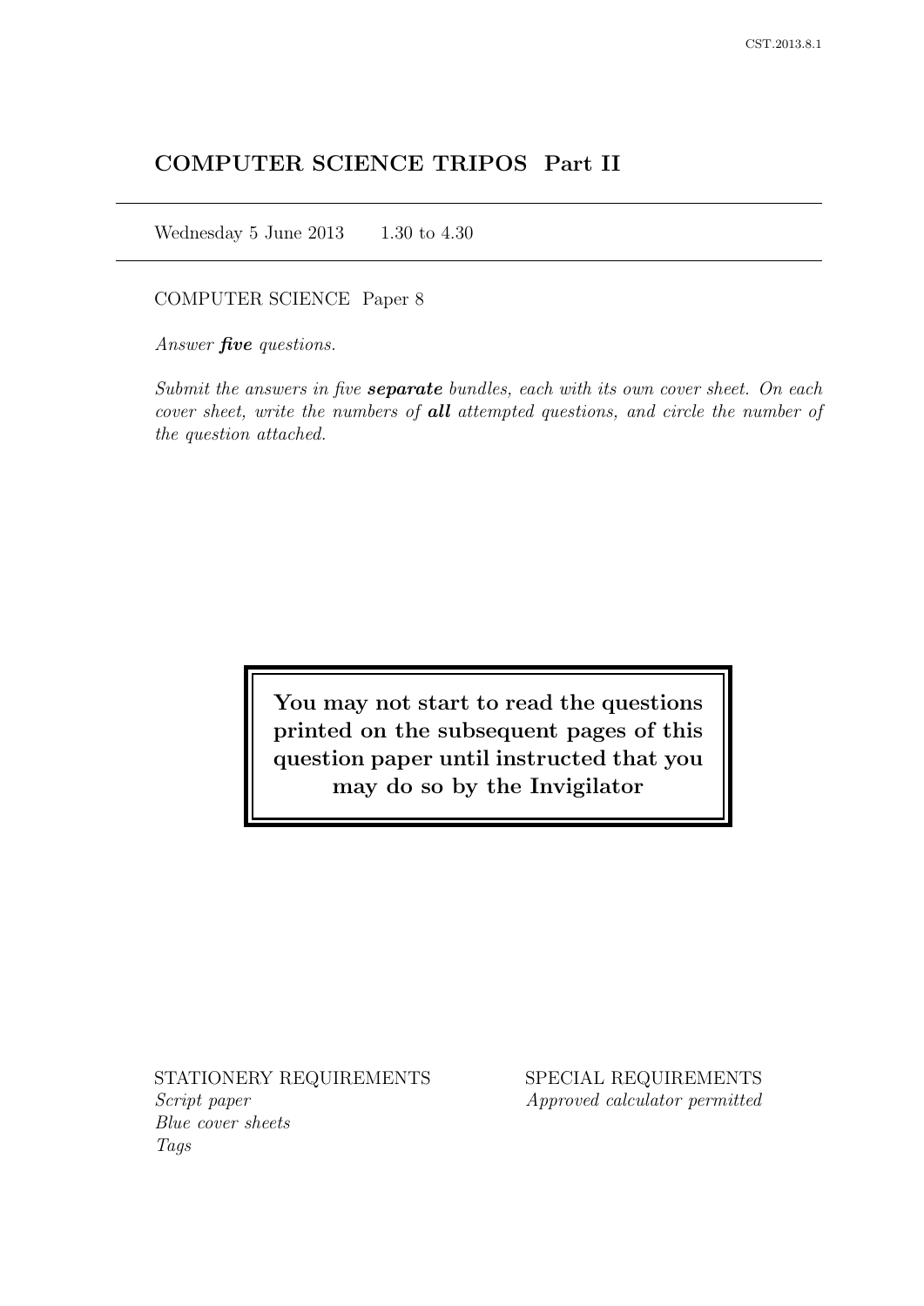# COMPUTER SCIENCE TRIPOS Part II

Wednesday 5 June 2013 1.30 to 4.30

COMPUTER SCIENCE Paper 8

*Answer **five** questions.*

*Submit the answers in five **separate** bundles, each with its own cover sheet. On each cover sheet, write the numbers of **all** attempted questions, and circle the number of the question attached.*

**You may not start to read the questions printed on the subsequent pages of this question paper until instructed that you may do so by the Invigilator**

STATIONERY REQUIREMENTS
*Script paper*
*Blue cover sheets*
*Tags*

SPECIAL REQUIREMENTS
*Approved calculator permitted*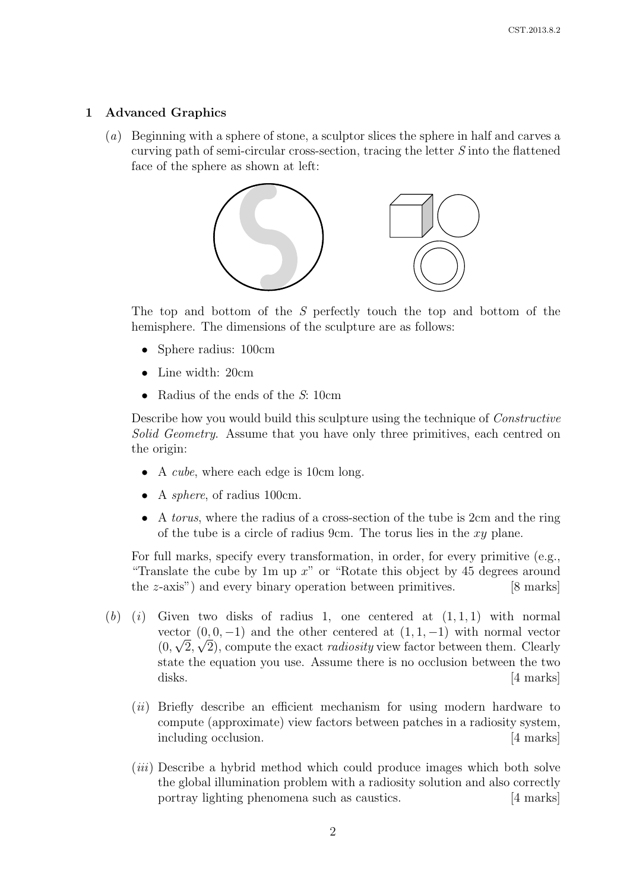# 1 Advanced Graphics

(*a*) Beginning with a sphere of stone, a sculptor slices the sphere in half and carves a curving path of semi-circular cross-section, tracing the letter *S* into the flattened face of the sphere as shown at left:

The top and bottom of the *S* perfectly touch the top and bottom of the hemisphere. The dimensions of the sculpture are as follows:

- Sphere radius: 100cm
- Line width: 20cm
- Radius of the ends of the *S*: 10cm

Describe how you would build this sculpture using the technique of *Constructive Solid Geometry*. Assume that you have only three primitives, each centred on the origin:

- A *cube*, where each edge is 10cm long.
- A *sphere*, of radius 100cm.
- A *torus*, where the radius of a cross-section of the tube is 2cm and the ring of the tube is a circle of radius 9cm. The torus lies in the $xy$ plane.

For full marks, specify every transformation, in order, for every primitive (e.g., "Translate the cube by 1m up $x$" or "Rotate this object by 45 degrees around the $z$-axis") and every binary operation between primitives. [8 marks]

(*b*) (*i*) Given two disks of radius 1, one centered at $(1, 1, 1)$ with normal vector $(0, 0, -1)$ and the other centered at $(1, 1, -1)$ with normal vector $(0, \sqrt{2}, \sqrt{2})$, compute the exact *radiosity* view factor between them. Clearly state the equation you use. Assume there is no occlusion between the two disks. [4 marks]

(*ii*) Briefly describe an efficient mechanism for using modern hardware to compute (approximate) view factors between patches in a radiosity system, including occlusion. [4 marks]

(*iii*) Describe a hybrid method which could produce images which both solve the global illumination problem with a radiosity solution and also correctly portray lighting phenomena such as caustics. [4 marks]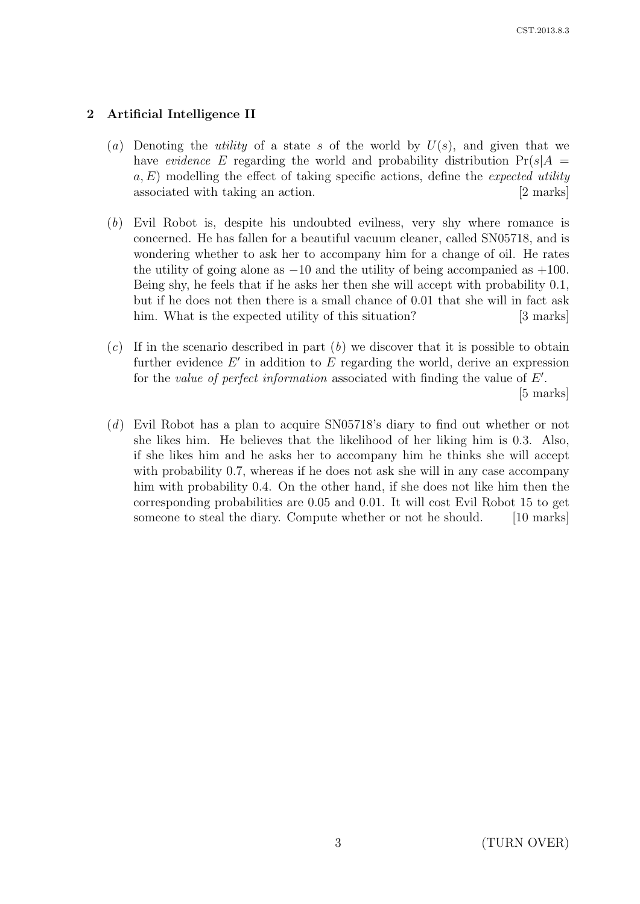## 2 Artificial Intelligence II

(*a*) Denoting the *utility* of a state $s$ of the world by $U(s)$, and given that we have *evidence* $E$ regarding the world and probability distribution $\Pr(s|A = a, E)$ modelling the effect of taking specific actions, define the *expected utility* associated with taking an action. [2 marks]

(*b*) Evil Robot is, despite his undoubted evilness, very shy where romance is concerned. He has fallen for a beautiful vacuum cleaner, called SN05718, and is wondering whether to ask her to accompany him for a change of oil. He rates the utility of going alone as $-10$ and the utility of being accompanied as $+100$. Being shy, he feels that if he asks her then she will accept with probability 0.1, but if he does not then there is a small chance of 0.01 that she will in fact ask him. What is the expected utility of this situation? [3 marks]

(*c*) If in the scenario described in part (*b*) we discover that it is possible to obtain further evidence $E'$ in addition to $E$ regarding the world, derive an expression for the *value of perfect information* associated with finding the value of $E'$. [5 marks]

(*d*) Evil Robot has a plan to acquire SN05718's diary to find out whether or not she likes him. He believes that the likelihood of her liking him is 0.3. Also, if she likes him and he asks her to accompany him he thinks she will accept with probability 0.7, whereas if he does not ask she will in any case accompany him with probability 0.4. On the other hand, if she does not like him then the corresponding probabilities are 0.05 and 0.01. It will cost Evil Robot 15 to get someone to steal the diary. Compute whether or not he should. [10 marks]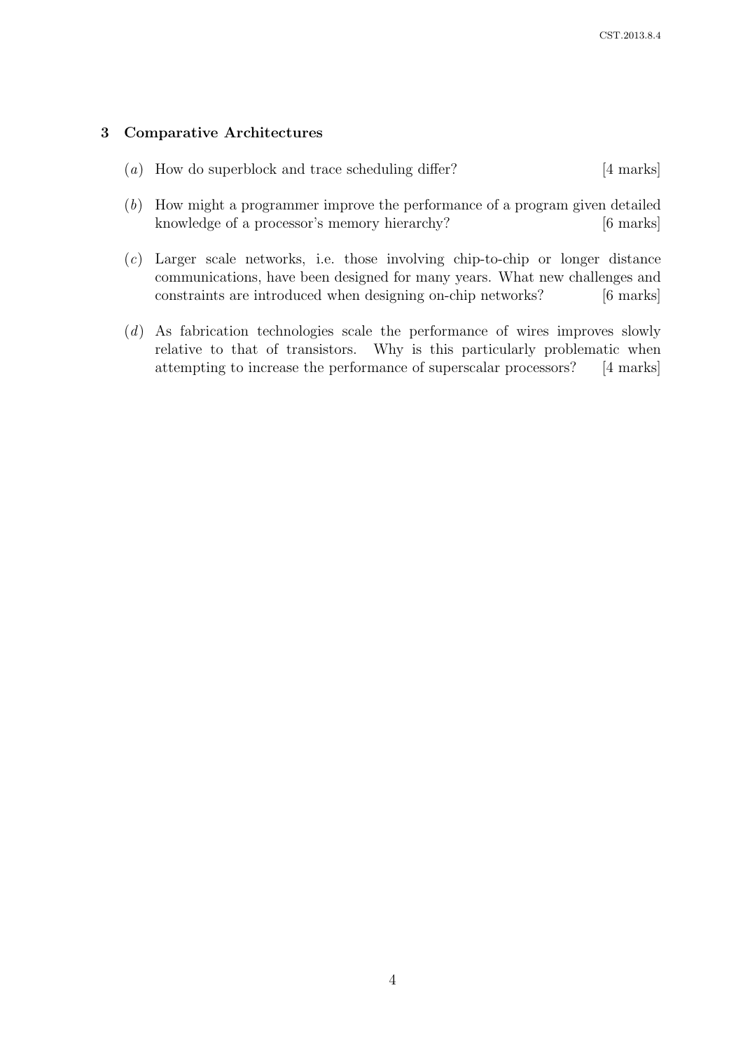## 3 Comparative Architectures

(*a*) How do superblock and trace scheduling differ? [4 marks]

(*b*) How might a programmer improve the performance of a program given detailed knowledge of a processor's memory hierarchy? [6 marks]

(*c*) Larger scale networks, i.e. those involving chip-to-chip or longer distance communications, have been designed for many years. What new challenges and constraints are introduced when designing on-chip networks? [6 marks]

(*d*) As fabrication technologies scale the performance of wires improves slowly relative to that of transistors. Why is this particularly problematic when attempting to increase the performance of superscalar processors? [4 marks]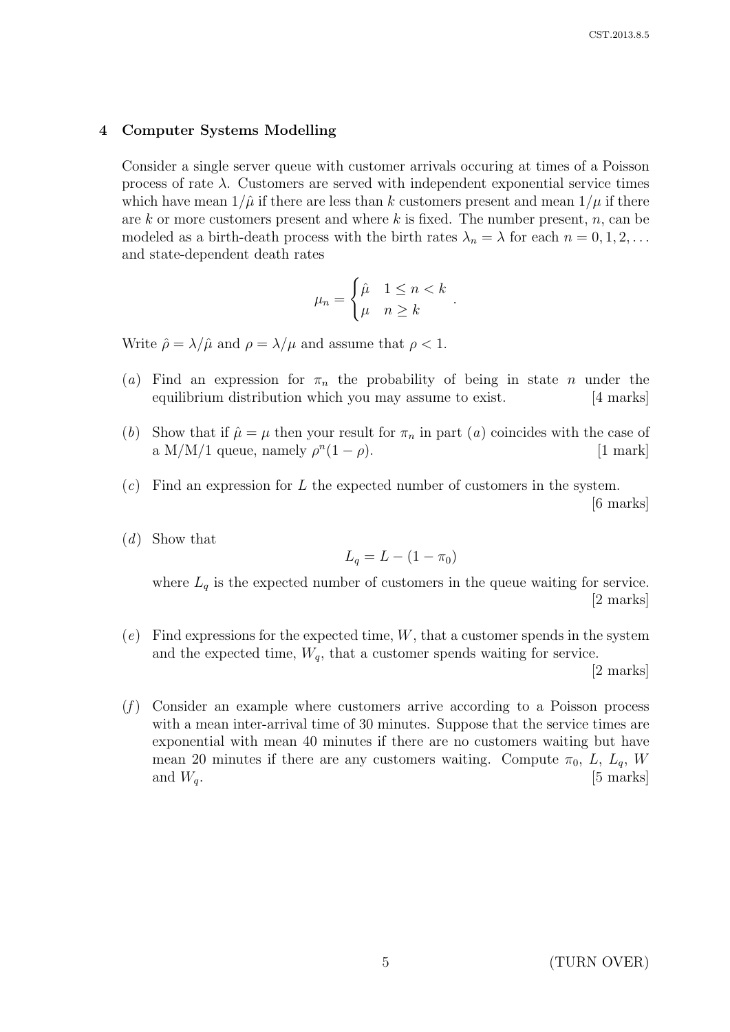## 4 Computer Systems Modelling

Consider a single server queue with customer arrivals occuring at times of a Poisson process of rate $\lambda$. Customers are served with independent exponential service times which have mean $1/\hat{\mu}$ if there are less than $k$ customers present and mean $1/\mu$ if there are $k$ or more customers present and where $k$ is fixed. The number present, $n$, can be modeled as a birth-death process with the birth rates $\lambda_n = \lambda$ for each $n = 0, 1, 2, \ldots$ and state-dependent death rates

$$\mu_n = \begin{cases} \hat{\mu} & 1 \leq n < k \\ \mu & n \geq k \end{cases} .$$

Write $\hat{\rho} = \lambda/\hat{\mu}$ and $\rho = \lambda/\mu$ and assume that $\rho < 1$.

(*a*) Find an expression for $\pi_n$ the probability of being in state $n$ under the equilibrium distribution which you may assume to exist. [4 marks]

(*b*) Show that if $\hat{\mu} = \mu$ then your result for $\pi_n$ in part (*a*) coincides with the case of a M/M/1 queue, namely $\rho^n(1-\rho)$. [1 mark]

(*c*) Find an expression for $L$ the expected number of customers in the system. [6 marks]

(*d*) Show that

$$L_q = L - (1 - \pi_0)$$

where $L_q$ is the expected number of customers in the queue waiting for service. [2 marks]

(*e*) Find expressions for the expected time, $W$, that a customer spends in the system and the expected time, $W_q$, that a customer spends waiting for service. [2 marks]

(*f*) Consider an example where customers arrive according to a Poisson process with a mean inter-arrival time of 30 minutes. Suppose that the service times are exponential with mean 40 minutes if there are no customers waiting but have mean 20 minutes if there are any customers waiting. Compute $\pi_0$, $L$, $L_q$, $W$ and $W_q$. [5 marks]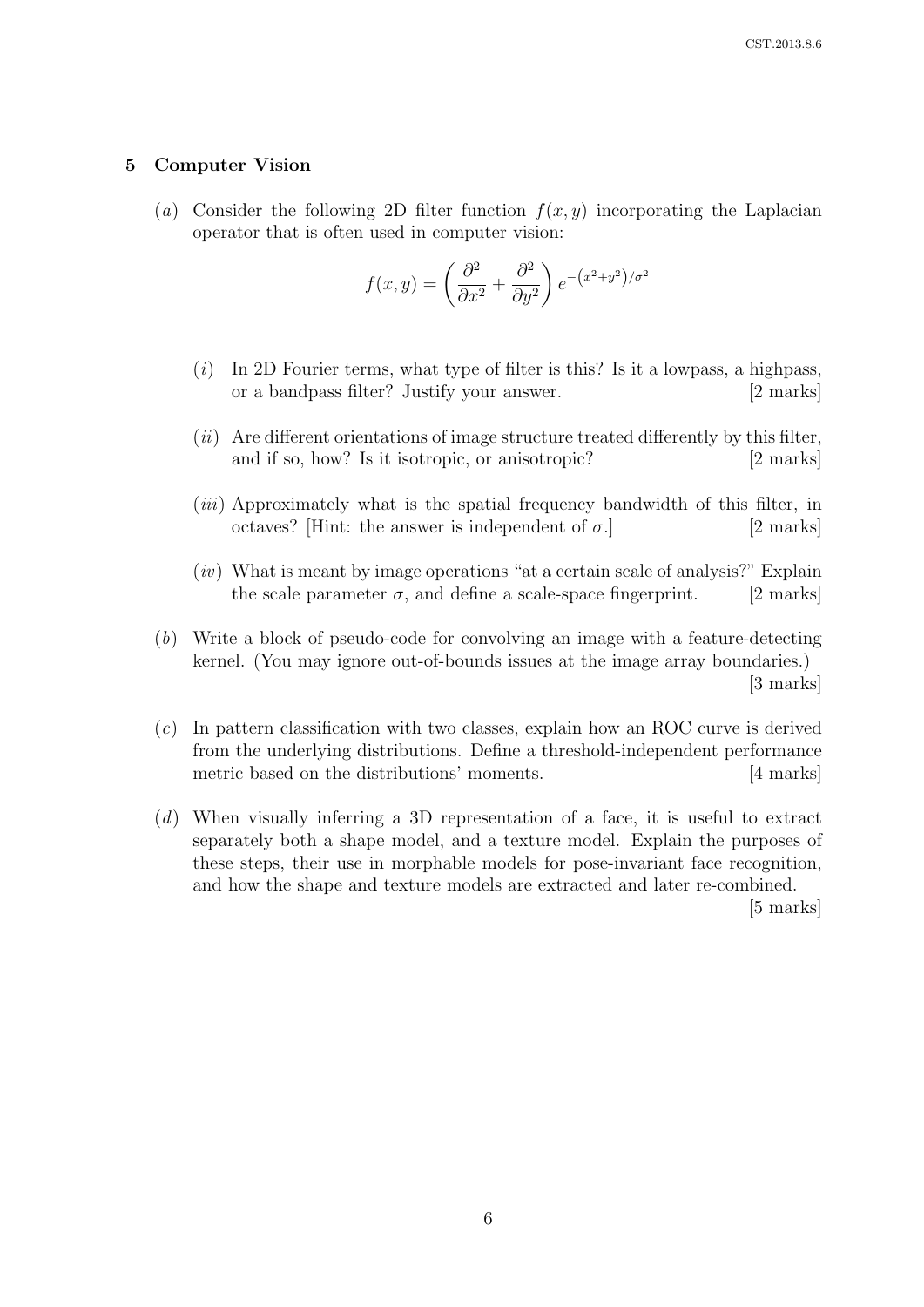## 5 Computer Vision

(*a*) Consider the following 2D filter function $f(x, y)$ incorporating the Laplacian operator that is often used in computer vision:

$$f(x, y) = \left( \frac{\partial^2}{\partial x^2} + \frac{\partial^2}{\partial y^2} \right) e^{-\left(x^2+y^2\right)/\sigma^2}$$

(*i*) In 2D Fourier terms, what type of filter is this? Is it a lowpass, a highpass, or a bandpass filter? Justify your answer. [2 marks]

(*ii*) Are different orientations of image structure treated differently by this filter, and if so, how? Is it isotropic, or anisotropic? [2 marks]

(*iii*) Approximately what is the spatial frequency bandwidth of this filter, in octaves? [Hint: the answer is independent of $\sigma$.] [2 marks]

(*iv*) What is meant by image operations "at a certain scale of analysis?" Explain the scale parameter $\sigma$, and define a scale-space fingerprint. [2 marks]

(*b*) Write a block of pseudo-code for convolving an image with a feature-detecting kernel. (You may ignore out-of-bounds issues at the image array boundaries.) [3 marks]

(*c*) In pattern classification with two classes, explain how an ROC curve is derived from the underlying distributions. Define a threshold-independent performance metric based on the distributions' moments. [4 marks]

(*d*) When visually inferring a 3D representation of a face, it is useful to extract separately both a shape model, and a texture model. Explain the purposes of these steps, their use in morphable models for pose-invariant face recognition, and how the shape and texture models are extracted and later re-combined. [5 marks]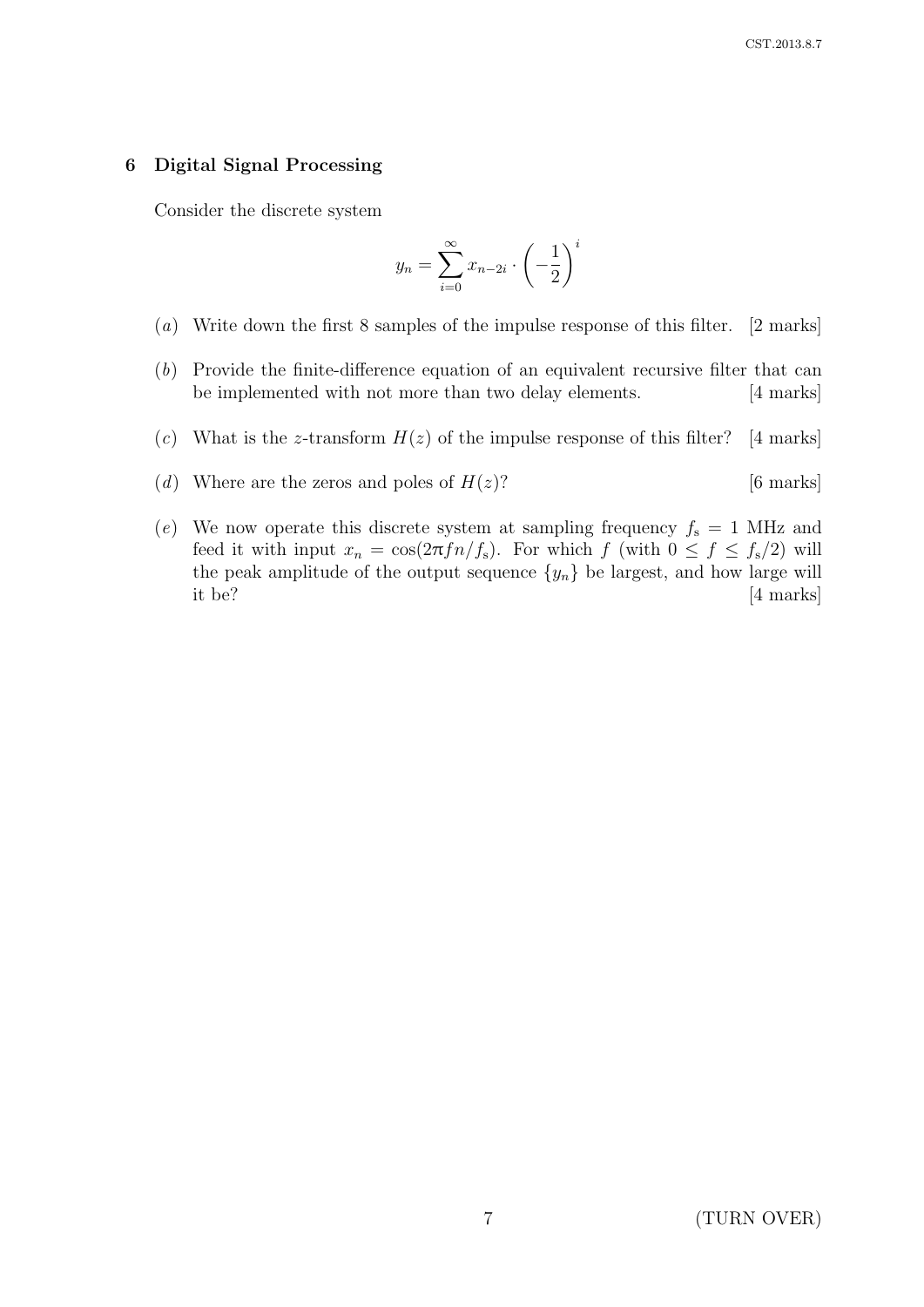## 6 Digital Signal Processing

Consider the discrete system

$$y_n = \sum_{i=0}^{\infty} x_{n-2i} \cdot \left(-\frac{1}{2}\right)^i$$

(*a*) Write down the first 8 samples of the impulse response of this filter. [2 marks]

(*b*) Provide the finite-difference equation of an equivalent recursive filter that can be implemented with not more than two delay elements. [4 marks]

(*c*) What is the $z$-transform $H(z)$ of the impulse response of this filter? [4 marks]

(*d*) Where are the zeros and poles of $H(z)$? [6 marks]

(*e*) We now operate this discrete system at sampling frequency $f_\mathrm{s} = 1$ MHz and feed it with input $x_n = \cos(2\pi f n / f_\mathrm{s})$. For which $f$ (with $0 \leq f \leq f_\mathrm{s}/2$) will the peak amplitude of the output sequence $\{y_n\}$ be largest, and how large will it be? [4 marks]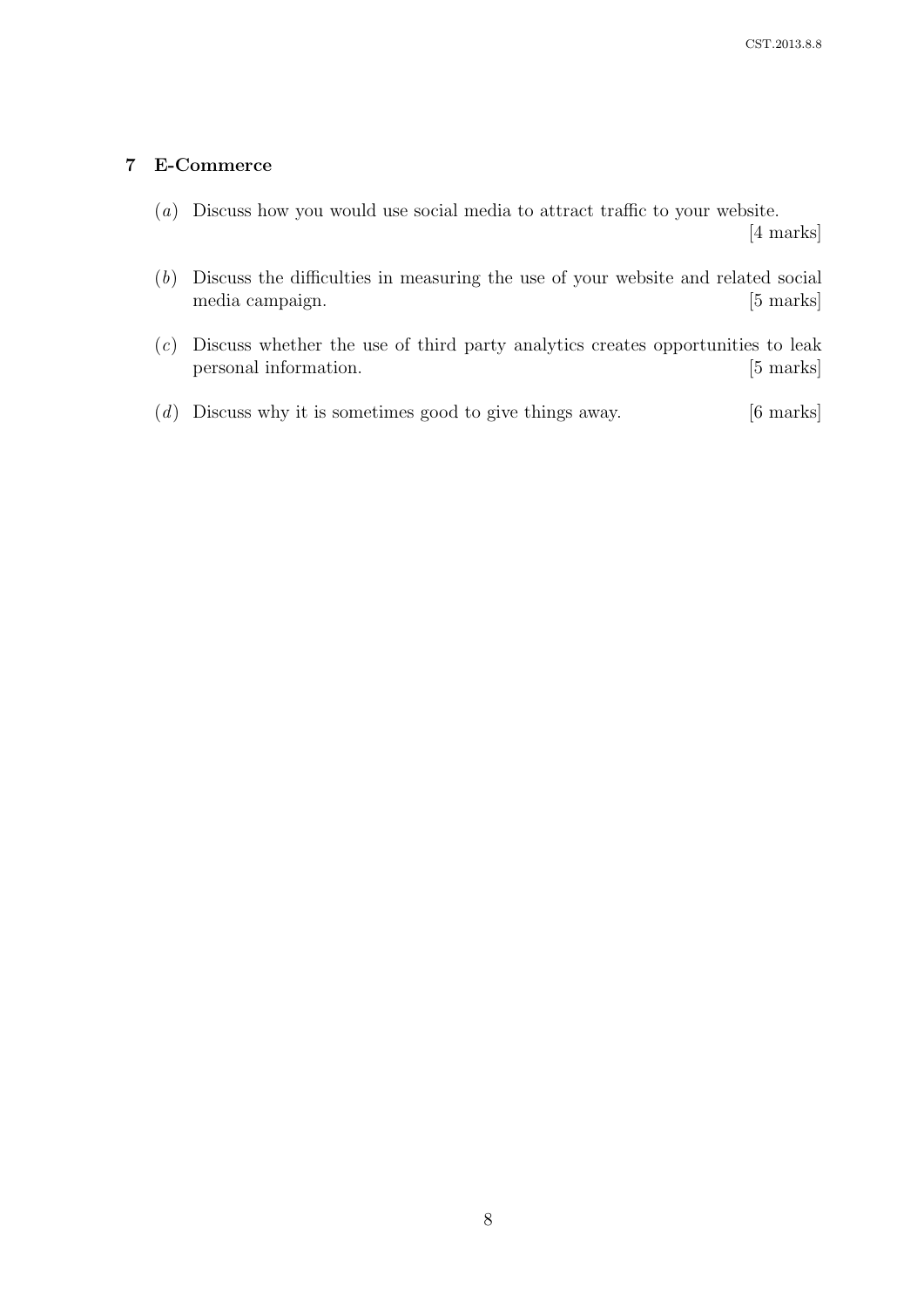## 7 E-Commerce

(*a*) Discuss how you would use social media to attract traffic to your website. [4 marks]

(*b*) Discuss the difficulties in measuring the use of your website and related social media campaign. [5 marks]

(*c*) Discuss whether the use of third party analytics creates opportunities to leak personal information. [5 marks]

(*d*) Discuss why it is sometimes good to give things away. [6 marks]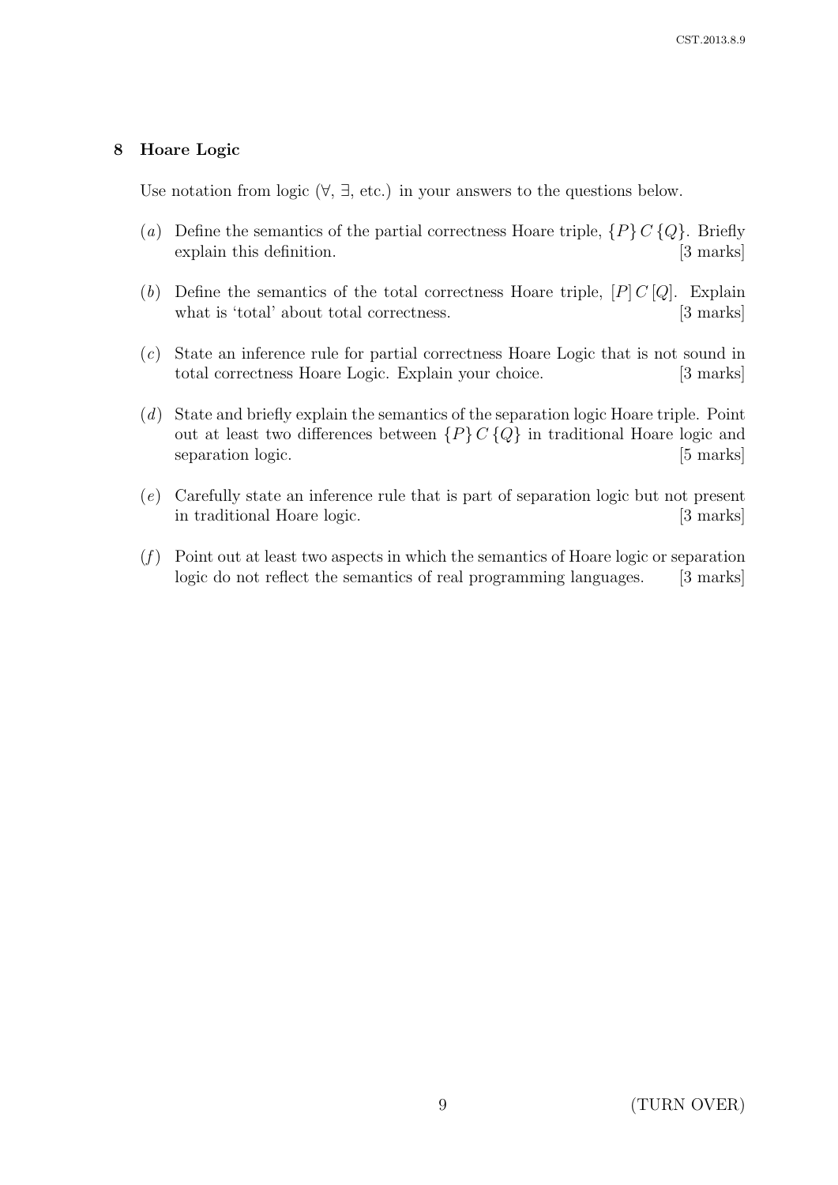## 8 Hoare Logic

Use notation from logic ($\forall$, $\exists$, etc.) in your answers to the questions below.

(*a*) Define the semantics of the partial correctness Hoare triple, $\{P\}\, C\, \{Q\}$. Briefly explain this definition. [3 marks]

(*b*) Define the semantics of the total correctness Hoare triple, $[P]\, C\, [Q]$. Explain what is 'total' about total correctness. [3 marks]

(*c*) State an inference rule for partial correctness Hoare Logic that is not sound in total correctness Hoare Logic. Explain your choice. [3 marks]

(*d*) State and briefly explain the semantics of the separation logic Hoare triple. Point out at least two differences between $\{P\}\, C\, \{Q\}$ in traditional Hoare logic and separation logic. [5 marks]

(*e*) Carefully state an inference rule that is part of separation logic but not present in traditional Hoare logic. [3 marks]

(*f*) Point out at least two aspects in which the semantics of Hoare logic or separation logic do not reflect the semantics of real programming languages. [3 marks]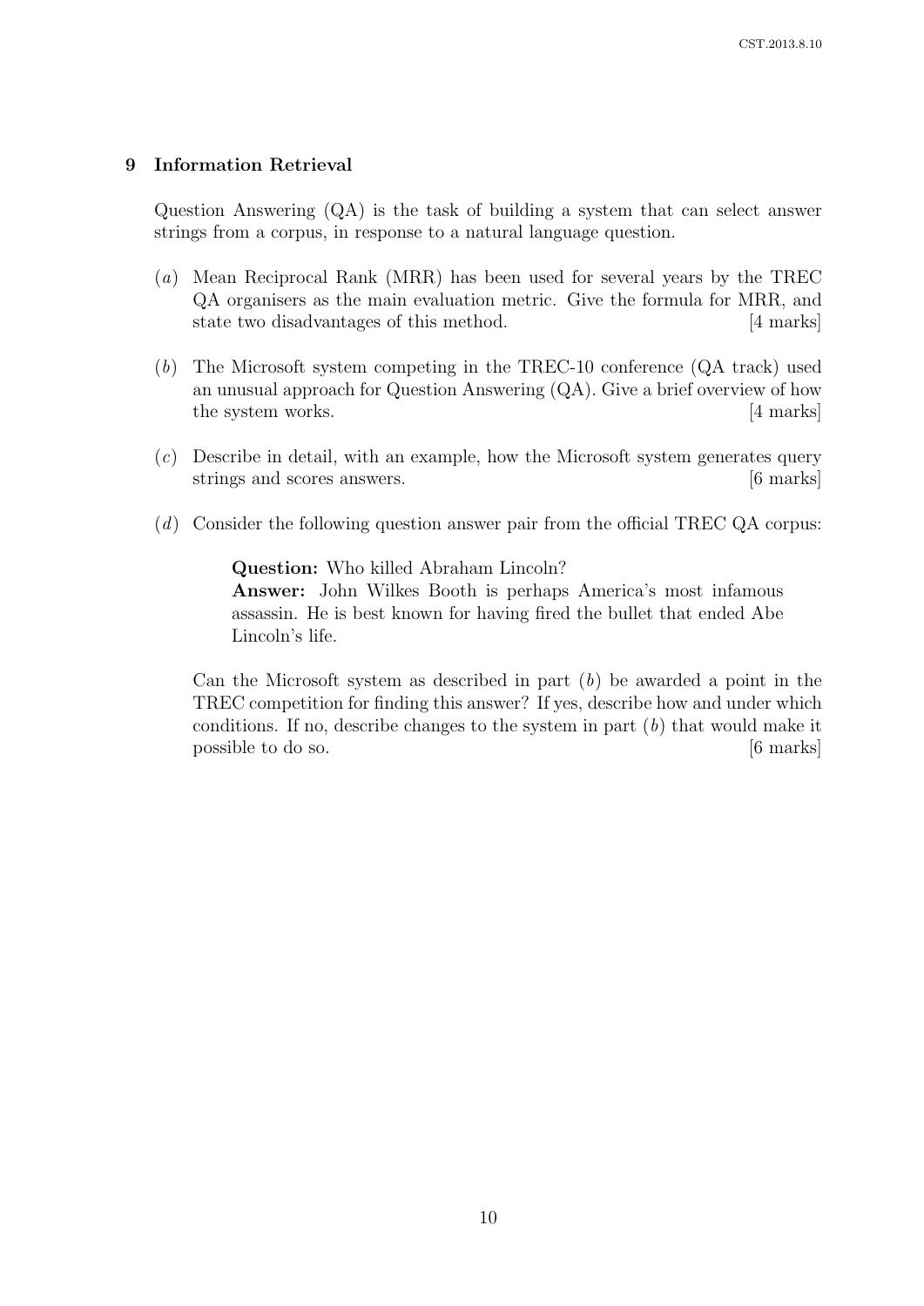## 9 Information Retrieval

Question Answering (QA) is the task of building a system that can select answer strings from a corpus, in response to a natural language question.

(*a*) Mean Reciprocal Rank (MRR) has been used for several years by the TREC QA organisers as the main evaluation metric. Give the formula for MRR, and state two disadvantages of this method. [4 marks]

(*b*) The Microsoft system competing in the TREC-10 conference (QA track) used an unusual approach for Question Answering (QA). Give a brief overview of how the system works. [4 marks]

(*c*) Describe in detail, with an example, how the Microsoft system generates query strings and scores answers. [6 marks]

(*d*) Consider the following question answer pair from the official TREC QA corpus:

> **Question:** Who killed Abraham Lincoln?
> **Answer:** John Wilkes Booth is perhaps America's most infamous assassin. He is best known for having fired the bullet that ended Abe Lincoln's life.

Can the Microsoft system as described in part (*b*) be awarded a point in the TREC competition for finding this answer? If yes, describe how and under which conditions. If no, describe changes to the system in part (*b*) that would make it possible to do so. [6 marks]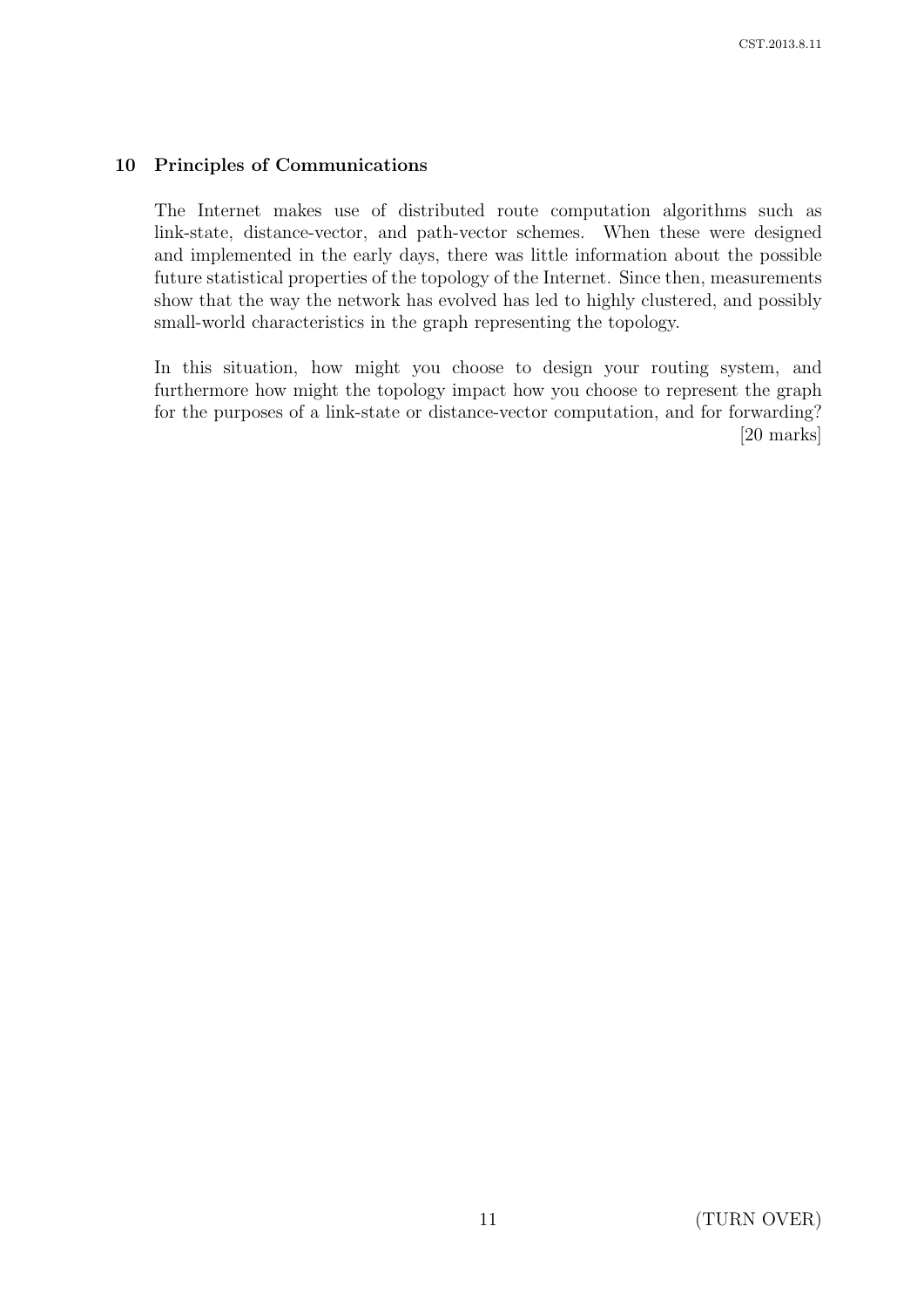## 10 Principles of Communications

The Internet makes use of distributed route computation algorithms such as link-state, distance-vector, and path-vector schemes. When these were designed and implemented in the early days, there was little information about the possible future statistical properties of the topology of the Internet. Since then, measurements show that the way the network has evolved has led to highly clustered, and possibly small-world characteristics in the graph representing the topology.

In this situation, how might you choose to design your routing system, and furthermore how might the topology impact how you choose to represent the graph for the purposes of a link-state or distance-vector computation, and for forwarding? [20 marks]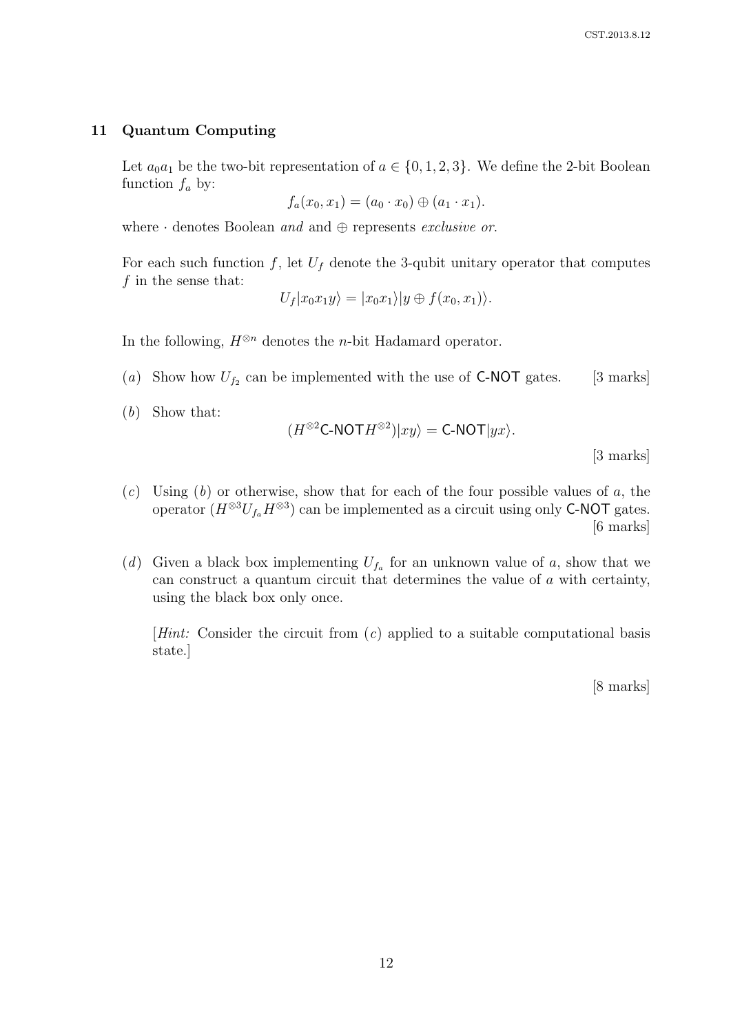## 11 Quantum Computing

Let $a_0 a_1$ be the two-bit representation of $a \in \{0, 1, 2, 3\}$. We define the 2-bit Boolean function $f_a$ by:

$$f_a(x_0, x_1) = (a_0 \cdot x_0) \oplus (a_1 \cdot x_1).$$

where $\cdot$ denotes Boolean *and* and $\oplus$ represents *exclusive or*.

For each such function $f$, let $U_f$ denote the 3-qubit unitary operator that computes $f$ in the sense that:

$$U_f|x_0 x_1 y\rangle = |x_0 x_1\rangle|y \oplus f(x_0, x_1)\rangle.$$

In the following, $H^{\otimes n}$ denotes the $n$-bit Hadamard operator.

(*a*) Show how $U_{f_2}$ can be implemented with the use of C-NOT gates. [3 marks]

(*b*) Show that:

$$(H^{\otimes 2}\text{C-NOT}H^{\otimes 2})|xy\rangle = \text{C-NOT}|yx\rangle.$$

[3 marks]

(*c*) Using (*b*) or otherwise, show that for each of the four possible values of $a$, the operator $(H^{\otimes 3}U_{f_a}H^{\otimes 3})$ can be implemented as a circuit using only C-NOT gates. [6 marks]

(*d*) Given a black box implementing $U_{f_a}$ for an unknown value of $a$, show that we can construct a quantum circuit that determines the value of $a$ with certainty, using the black box only once.

[*Hint:* Consider the circuit from (*c*) applied to a suitable computational basis state.]

[8 marks]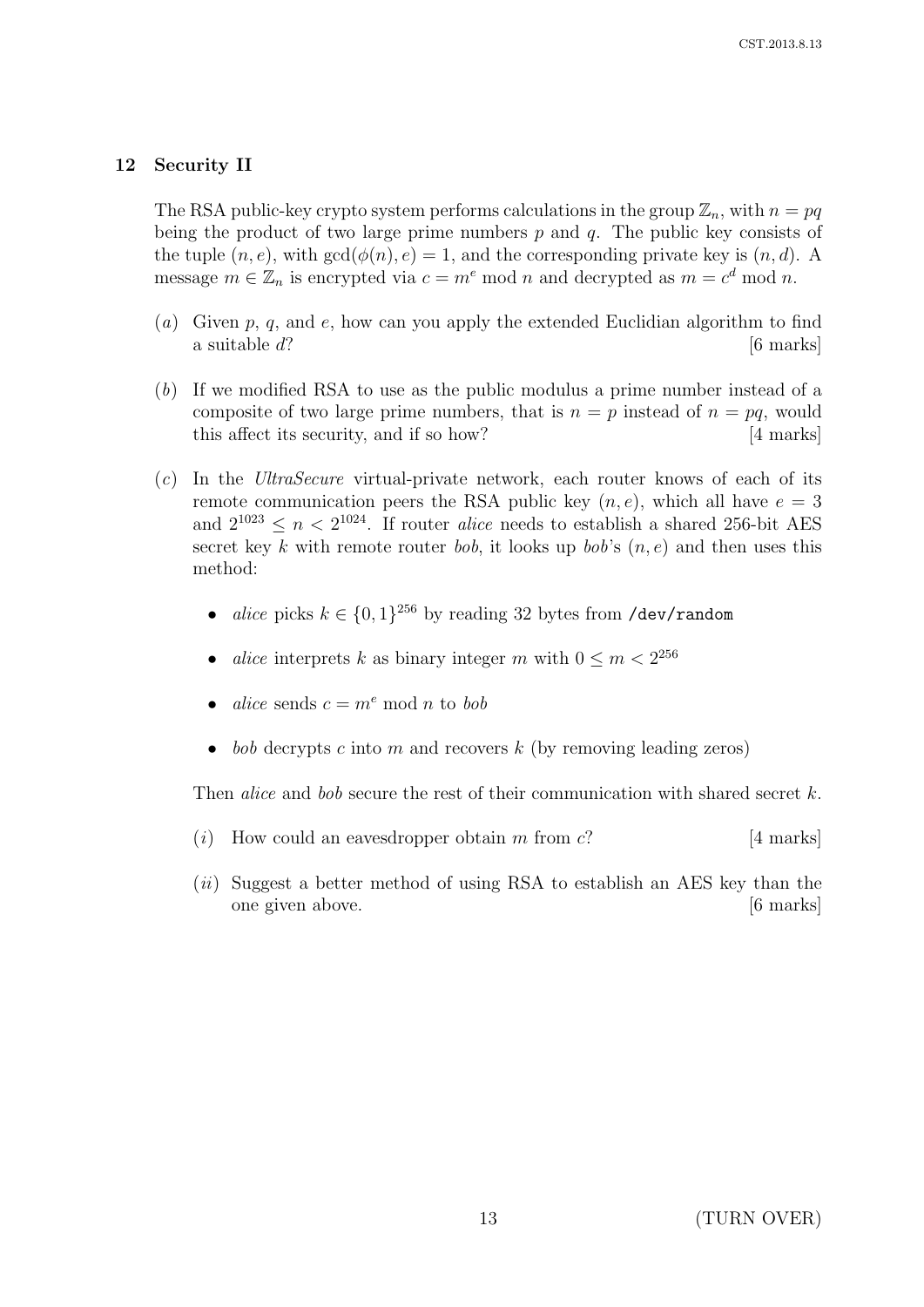## 12 Security II

The RSA public-key crypto system performs calculations in the group $\mathbb{Z}_n$, with $n = pq$ being the product of two large prime numbers $p$ and $q$. The public key consists of the tuple $(n, e)$, with $\gcd(\phi(n), e) = 1$, and the corresponding private key is $(n, d)$. A message $m \in \mathbb{Z}_n$ is encrypted via $c = m^e \bmod n$ and decrypted as $m = c^d \bmod n$.

(*a*) Given $p$, $q$, and $e$, how can you apply the extended Euclidian algorithm to find a suitable $d$? [6 marks]

(*b*) If we modified RSA to use as the public modulus a prime number instead of a composite of two large prime numbers, that is $n = p$ instead of $n = pq$, would this affect its security, and if so how? [4 marks]

(*c*) In the *UltraSecure* virtual-private network, each router knows of each of its remote communication peers the RSA public key $(n, e)$, which all have $e = 3$ and $2^{1023} \leq n < 2^{1024}$. If router *alice* needs to establish a shared 256-bit AES secret key $k$ with remote router *bob*, it looks up *bob*'s $(n, e)$ and then uses this method:

- *alice* picks $k \in \{0, 1\}^{256}$ by reading 32 bytes from `/dev/random`
- *alice* interprets $k$ as binary integer $m$ with $0 \leq m < 2^{256}$
- *alice* sends $c = m^e \bmod n$ to *bob*
- *bob* decrypts $c$ into $m$ and recovers $k$ (by removing leading zeros)

Then *alice* and *bob* secure the rest of their communication with shared secret $k$.

(*i*) How could an eavesdropper obtain $m$ from $c$? [4 marks]

(*ii*) Suggest a better method of using RSA to establish an AES key than the one given above. [6 marks]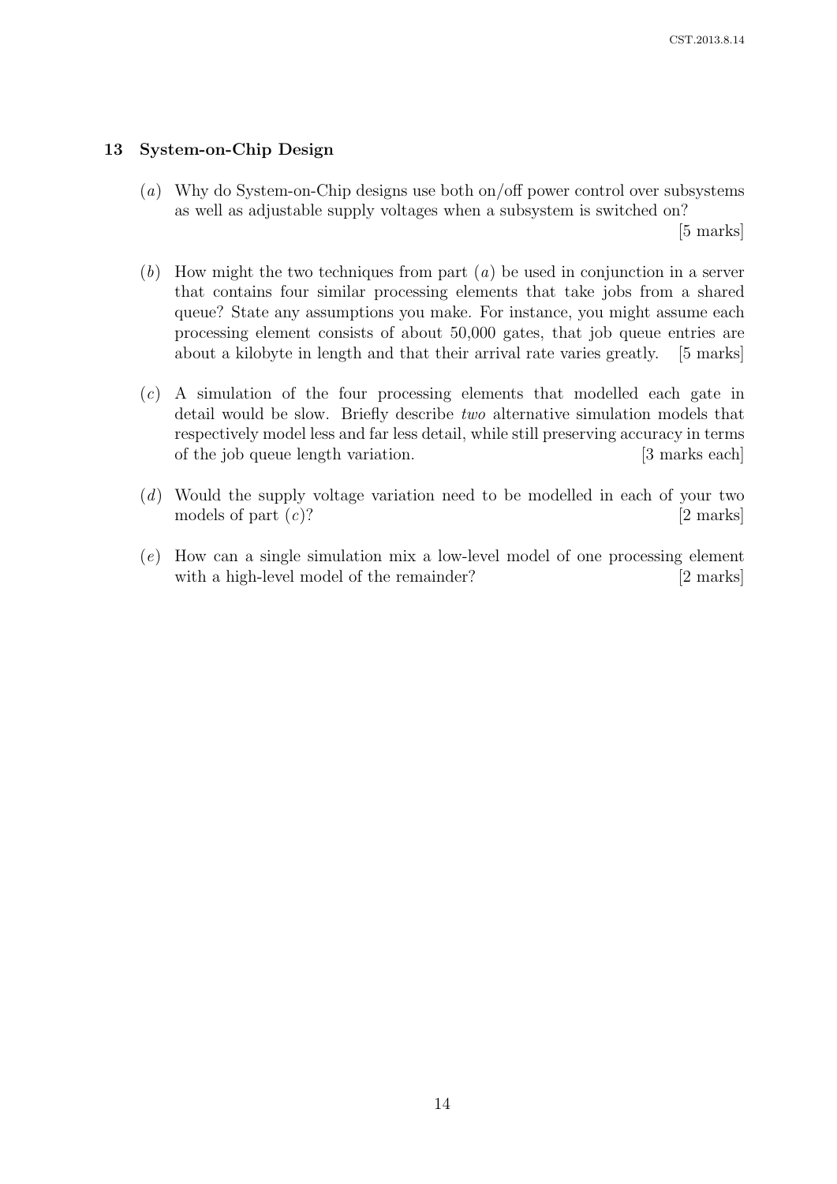## 13 System-on-Chip Design

(*a*) Why do System-on-Chip designs use both on/off power control over subsystems as well as adjustable supply voltages when a subsystem is switched on? [5 marks]

(*b*) How might the two techniques from part (*a*) be used in conjunction in a server that contains four similar processing elements that take jobs from a shared queue? State any assumptions you make. For instance, you might assume each processing element consists of about 50,000 gates, that job queue entries are about a kilobyte in length and that their arrival rate varies greatly. [5 marks]

(*c*) A simulation of the four processing elements that modelled each gate in detail would be slow. Briefly describe *two* alternative simulation models that respectively model less and far less detail, while still preserving accuracy in terms of the job queue length variation. [3 marks each]

(*d*) Would the supply voltage variation need to be modelled in each of your two models of part (*c*)? [2 marks]

(*e*) How can a single simulation mix a low-level model of one processing element with a high-level model of the remainder? [2 marks]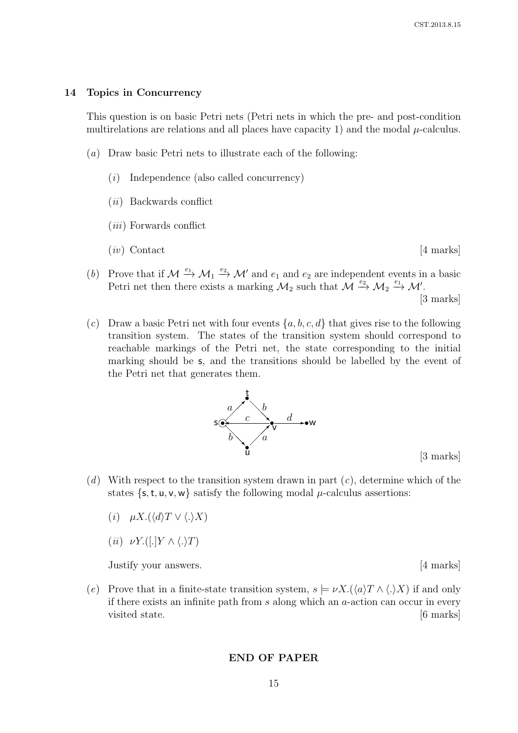## 14 Topics in Concurrency

This question is on basic Petri nets (Petri nets in which the pre- and post-condition multirelations are relations and all places have capacity 1) and the modal $\mu$-calculus.

(*a*) Draw basic Petri nets to illustrate each of the following:

(*i*) Independence (also called concurrency)

(*ii*) Backwards conflict

(*iii*) Forwards conflict

(*iv*) Contact [4 marks]

(*b*) Prove that if $\mathcal{M} \xrightarrow{e_1} \mathcal{M}_1 \xrightarrow{e_2} \mathcal{M}'$ and $e_1$ and $e_2$ are independent events in a basic Petri net then there exists a marking $\mathcal{M}_2$ such that $\mathcal{M} \xrightarrow{e_2} \mathcal{M}_2 \xrightarrow{e_1} \mathcal{M}'$. [3 marks]

(*c*) Draw a basic Petri net with four events $\{a, b, c, d\}$ that gives rise to the following transition system. The states of the transition system should correspond to reachable markings of the Petri net, the state corresponding to the initial marking should be s, and the transitions should be labelled by the event of the Petri net that generates them.

t
a b
s c d w
v
b a
u

[3 marks]

(*d*) With respect to the transition system drawn in part (*c*), determine which of the states $\{\mathsf{s}, \mathsf{t}, \mathsf{u}, \mathsf{v}, \mathsf{w}\}$ satisfy the following modal $\mu$-calculus assertions:

(*i*) $\mu X.(\langle d \rangle T \vee \langle . \rangle X)$

(*ii*) $\nu Y.([.]Y \wedge \langle . \rangle T)$

Justify your answers. [4 marks]

(*e*) Prove that in a finite-state transition system, $s \models \nu X.(\langle a \rangle T \wedge \langle . \rangle X)$ if and only if there exists an infinite path from $s$ along which an $a$-action can occur in every visited state. [6 marks]

**END OF PAPER**